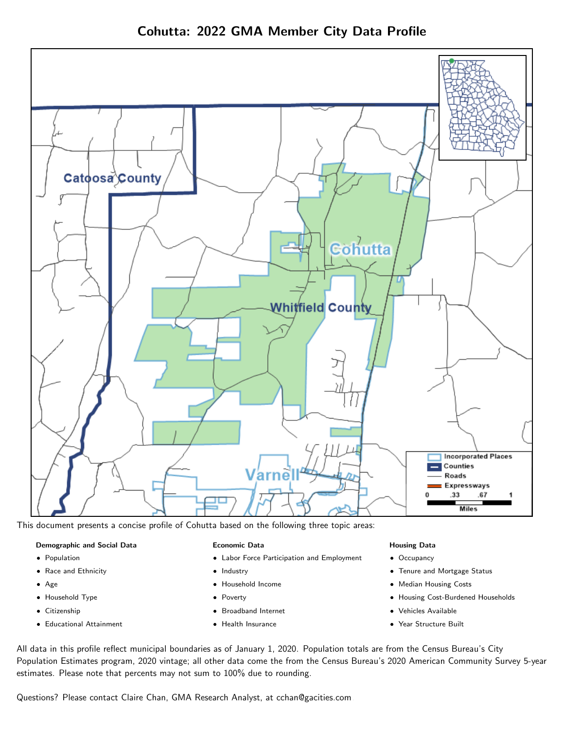# Cohutta: 2022 GMA Member City Data Profile

This document presents a concise profile of Cohutta based on the following three topic areas:

**Demographic and Social Data**

- Population
- Race and Ethnicity
- Age
- Household Type
- Citizenship
- Educational Attainment

**Economic Data**

- Labor Force Participation and Employment
- Industry
- Household Income
- Poverty
- Broadband Internet
- Health Insurance

**Housing Data**

- Occupancy
- Tenure and Mortgage Status
- Median Housing Costs
- Housing Cost-Burdened Households
- Vehicles Available
- Year Structure Built

All data in this profile reflect municipal boundaries as of January 1, 2020. Population totals are from the Census Bureau's City Population Estimates program, 2020 vintage; all other data come the from the Census Bureau's 2020 American Community Survey 5-year estimates. Please note that percents may not sum to 100% due to rounding.

Questions? Please contact Claire Chan, GMA Research Analyst, at cchan@gacities.com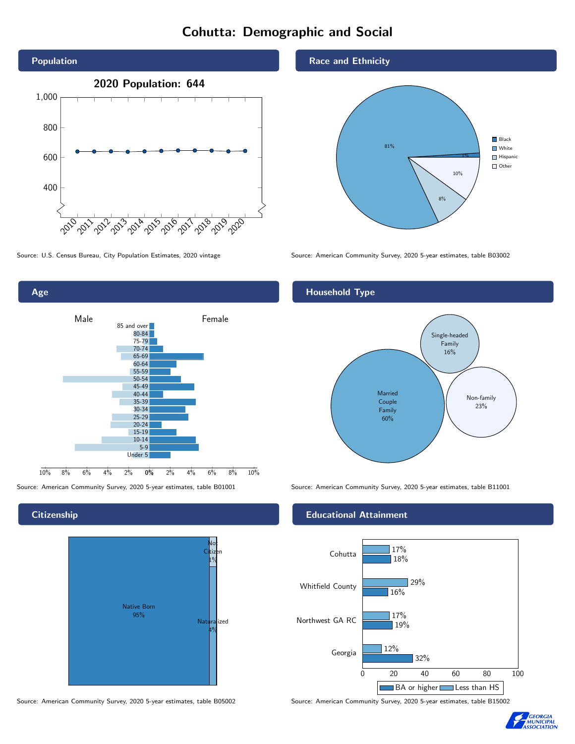# Cohutta: Demographic and Social

## Population

**2020 Population: 644**

Source: U.S. Census Bureau, City Population Estimates, 2020 vintage

## Race and Ethnicity

| Race/Ethnicity | Percent |
|---|---|
| Black | 1% |
| White | 81% |
| Hispanic | 8% |
| Other | 10% |

Source: American Community Survey, 2020 5-year estimates, table B03002

## Age

Source: American Community Survey, 2020 5-year estimates, table B01001

## Household Type

| Household Type | Percent |
|---|---|
| Married Couple Family | 60% |
| Single-headed Family | 16% |
| Non-family | 23% |

Source: American Community Survey, 2020 5-year estimates, table B11001

## Citizenship

| Citizenship | Percent |
|---|---|
| Native Born | 95% |
| Naturalized | 4% |
| Not Citizen | 1% |

Source: American Community Survey, 2020 5-year estimates, table B05002

## Educational Attainment

| Area | Less than HS | BA or higher |
|---|---|---|
| Cohutta | 17% | 18% |
| Whitfield County | 29% | 16% |
| Northwest GA RC | 17% | 19% |
| Georgia | 12% | 32% |

Source: American Community Survey, 2020 5-year estimates, table B15002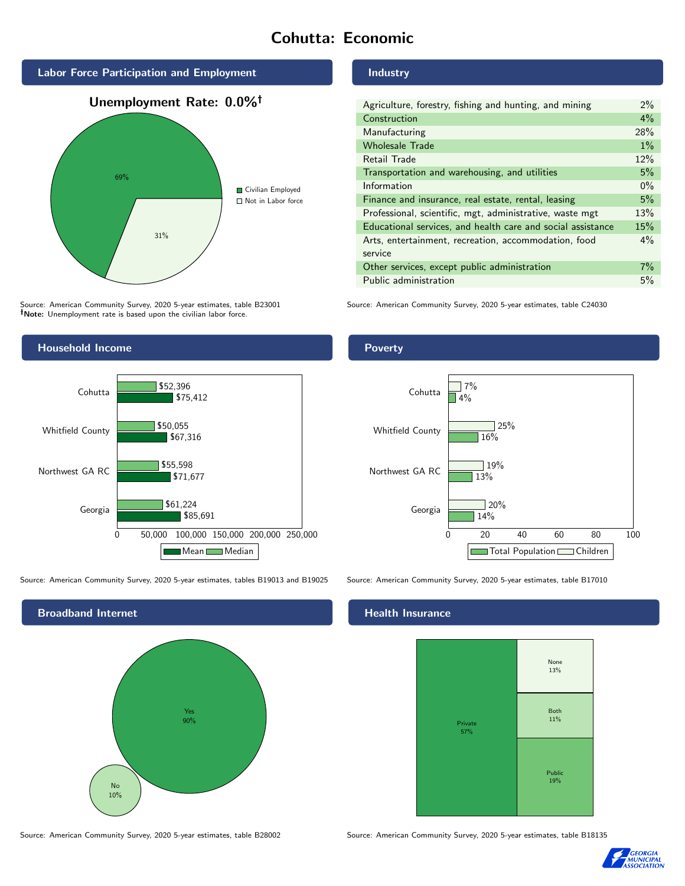# Cohutta: Economic

## Labor Force Participation and Employment

**Unemployment Rate: 0.0%†**

| Category | Percent |
|---|---|
| Civilian Employed | 69% |
| Not in Labor force | 31% |

Source: American Community Survey, 2020 5-year estimates, table B23001
**†Note:** Unemployment rate is based upon the civilian labor force.

## Industry

| Industry | Percent |
|---|---|
| Agriculture, forestry, fishing and hunting, and mining | 2% |
| Construction | 4% |
| Manufacturing | 28% |
| Wholesale Trade | 1% |
| Retail Trade | 12% |
| Transportation and warehousing, and utilities | 5% |
| Information | 0% |
| Finance and insurance, real estate, rental, leasing | 5% |
| Professional, scientific, mgt, administrative, waste mgt | 13% |
| Educational services, and health care and social assistance | 15% |
| Arts, entertainment, recreation, accommodation, food service | 4% |
| Other services, except public administration | 7% |
| Public administration | 5% |

Source: American Community Survey, 2020 5-year estimates, table C24030

## Household Income

| Area | Median | Mean |
|---|---|---|
| Cohutta | $52,396 | $75,412 |
| Whitfield County | $50,055 | $67,316 |
| Northwest GA RC | $55,598 | $71,677 |
| Georgia | $61,224 | $85,691 |

Source: American Community Survey, 2020 5-year estimates, tables B19013 and B19025

## Poverty

| Area | Children | Total Population |
|---|---|---|
| Cohutta | 7% | 4% |
| Whitfield County | 25% | 16% |
| Northwest GA RC | 19% | 13% |
| Georgia | 20% | 14% |

Source: American Community Survey, 2020 5-year estimates, table B17010

## Broadband Internet

| Response | Percent |
|---|---|
| Yes | 90% |
| No | 10% |

Source: American Community Survey, 2020 5-year estimates, table B28002

## Health Insurance

| Type | Percent |
|---|---|
| Private | 57% |
| Public | 19% |
| Both | 11% |
| None | 13% |

Source: American Community Survey, 2020 5-year estimates, table B18135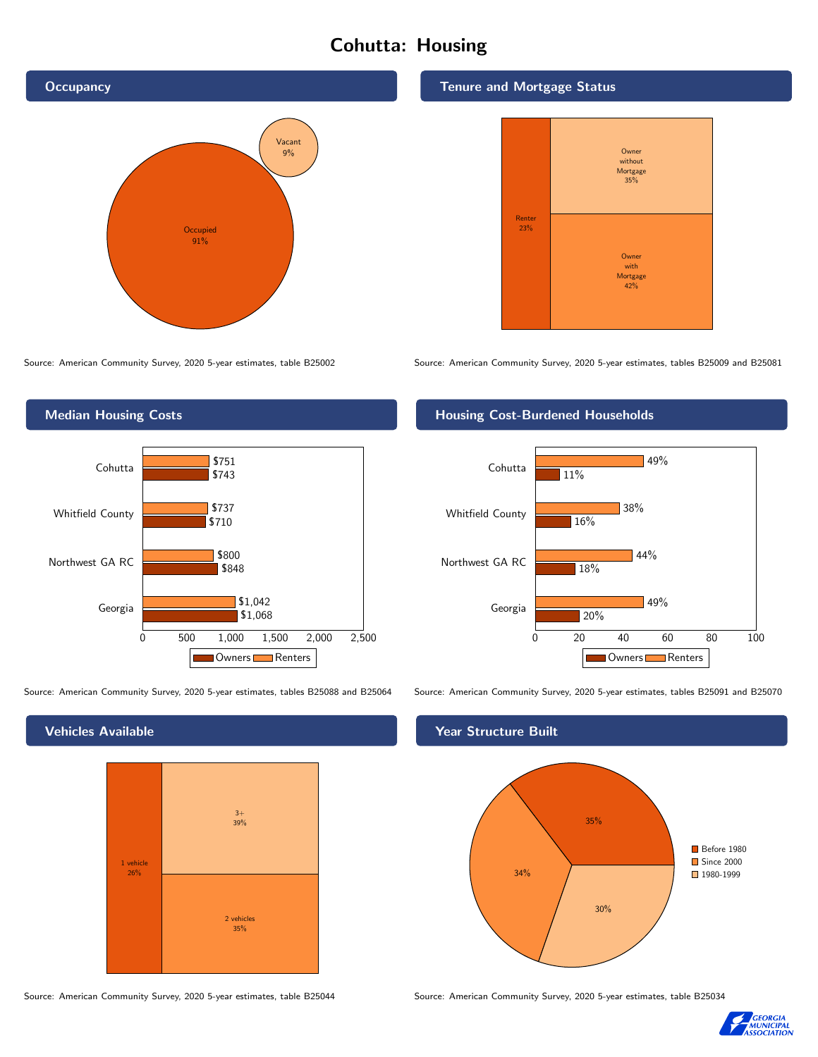# Cohutta: Housing

## Occupancy

Vacant
9%

Occupied
91%

Source: American Community Survey, 2020 5-year estimates, table B25002

## Tenure and Mortgage Status

Renter
23%

Owner without Mortgage
35%

Owner with Mortgage
42%

Source: American Community Survey, 2020 5-year estimates, tables B25009 and B25081

## Median Housing Costs

Cohutta
$751
$743

Whitfield County
$737
$710

Northwest GA RC
$800
$848

Georgia
$1,042
$1,068

0 500 1,000 1,500 2,000 2,500

Owners Renters

Source: American Community Survey, 2020 5-year estimates, tables B25088 and B25064

## Housing Cost-Burdened Households

Cohutta
49%
11%

Whitfield County
38%
16%

Northwest GA RC
44%
18%

Georgia
49%
20%

0 20 40 60 80 100

Owners Renters

Source: American Community Survey, 2020 5-year estimates, tables B25091 and B25070

## Vehicles Available

1 vehicle
26%

3+
39%

2 vehicles
35%

Source: American Community Survey, 2020 5-year estimates, table B25044

## Year Structure Built

35%

34%

30%

Before 1980
Since 2000
1980-1999

Source: American Community Survey, 2020 5-year estimates, table B25034